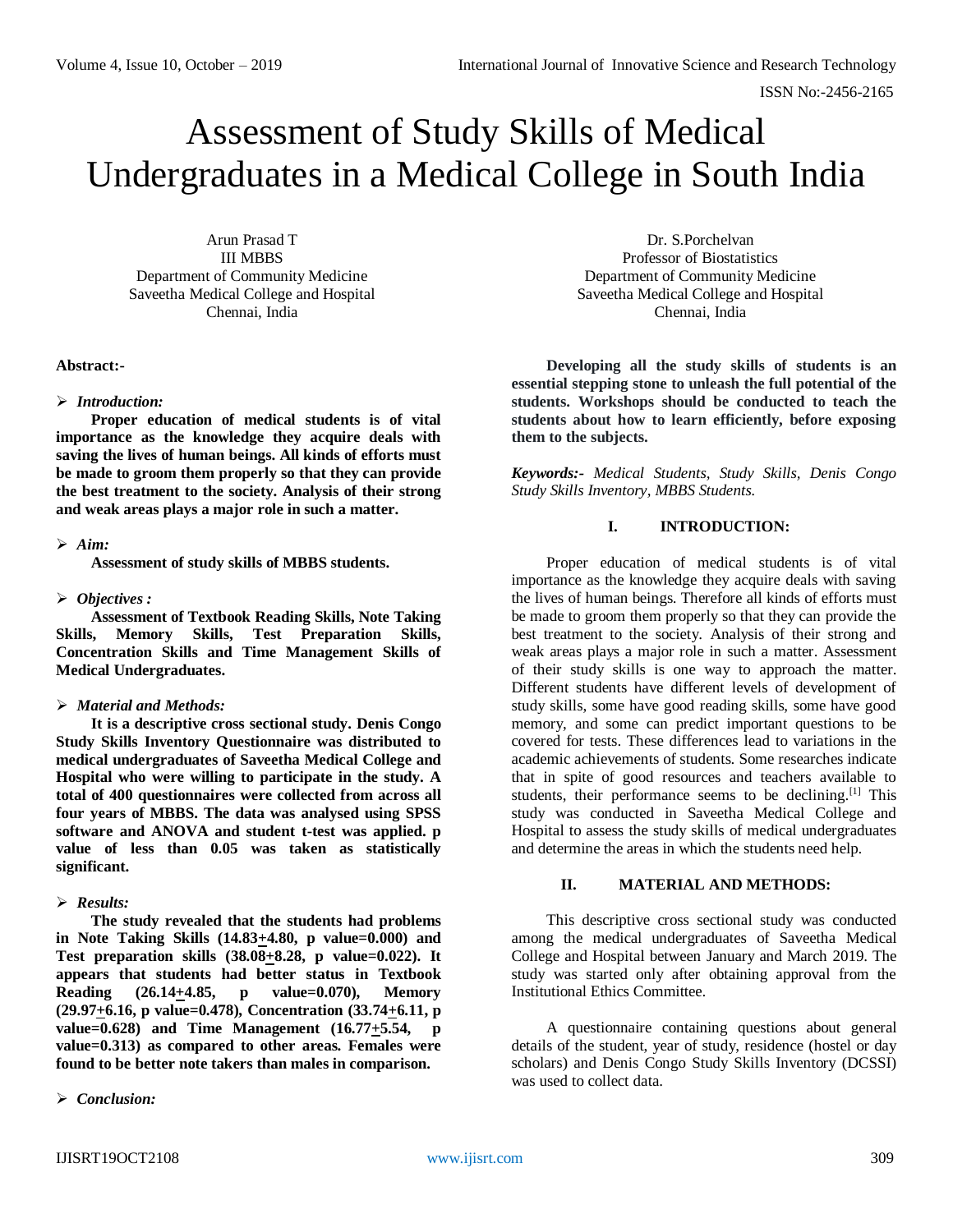# Assessment of Study Skills of Medical Undergraduates in a Medical College in South India

Arun Prasad T
III MBBS
Department of Community Medicine
Saveetha Medical College and Hospital
Chennai, India

Dr. S.Porchelvan
Professor of Biostatistics
Department of Community Medicine
Saveetha Medical College and Hospital
Chennai, India

**Abstract:-**

- ***Introduction:***

**Proper education of medical students is of vital importance as the knowledge they acquire deals with saving the lives of human beings. All kinds of efforts must be made to groom them properly so that they can provide the best treatment to the society. Analysis of their strong and weak areas plays a major role in such a matter.**

- ***Aim:***

**Assessment of study skills of MBBS students.**

- ***Objectives :***

**Assessment of Textbook Reading Skills, Note Taking Skills, Memory Skills, Test Preparation Skills, Concentration Skills and Time Management Skills of Medical Undergraduates.**

- ***Material and Methods:***

**It is a descriptive cross sectional study. Denis Congo Study Skills Inventory Questionnaire was distributed to medical undergraduates of Saveetha Medical College and Hospital who were willing to participate in the study. A total of 400 questionnaires were collected from across all four years of MBBS. The data was analysed using SPSS software and ANOVA and student t-test was applied. p value of less than 0.05 was taken as statistically significant.**

- ***Results:***

**The study revealed that the students had problems in Note Taking Skills (14.83$\pm$4.80, p value=0.000) and Test preparation skills (38.08$\pm$8.28, p value=0.022). It appears that students had better status in Textbook Reading (26.14$\pm$4.85, p value=0.070), Memory (29.97$\pm$6.16, p value=0.478), Concentration (33.74$\pm$6.11, p value=0.628) and Time Management (16.77$\pm$5.54, p value=0.313) as compared to other areas. Females were found to be better note takers than males in comparison.**

- ***Conclusion:***

**Developing all the study skills of students is an essential stepping stone to unleash the full potential of the students. Workshops should be conducted to teach the students about how to learn efficiently, before exposing them to the subjects.**

***Keywords:-*** *Medical Students, Study Skills, Denis Congo Study Skills Inventory, MBBS Students.*

## I. INTRODUCTION:

Proper education of medical students is of vital importance as the knowledge they acquire deals with saving the lives of human beings. Therefore all kinds of efforts must be made to groom them properly so that they can provide the best treatment to the society. Analysis of their strong and weak areas plays a major role in such a matter. Assessment of their study skills is one way to approach the matter. Different students have different levels of development of study skills, some have good reading skills, some have good memory, and some can predict important questions to be covered for tests. These differences lead to variations in the academic achievements of students. Some researches indicate that in spite of good resources and teachers available to students, their performance seems to be declining.[1] This study was conducted in Saveetha Medical College and Hospital to assess the study skills of medical undergraduates and determine the areas in which the students need help.

## II. MATERIAL AND METHODS:

This descriptive cross sectional study was conducted among the medical undergraduates of Saveetha Medical College and Hospital between January and March 2019. The study was started only after obtaining approval from the Institutional Ethics Committee.

A questionnaire containing questions about general details of the student, year of study, residence (hostel or day scholars) and Denis Congo Study Skills Inventory (DCSSI) was used to collect data.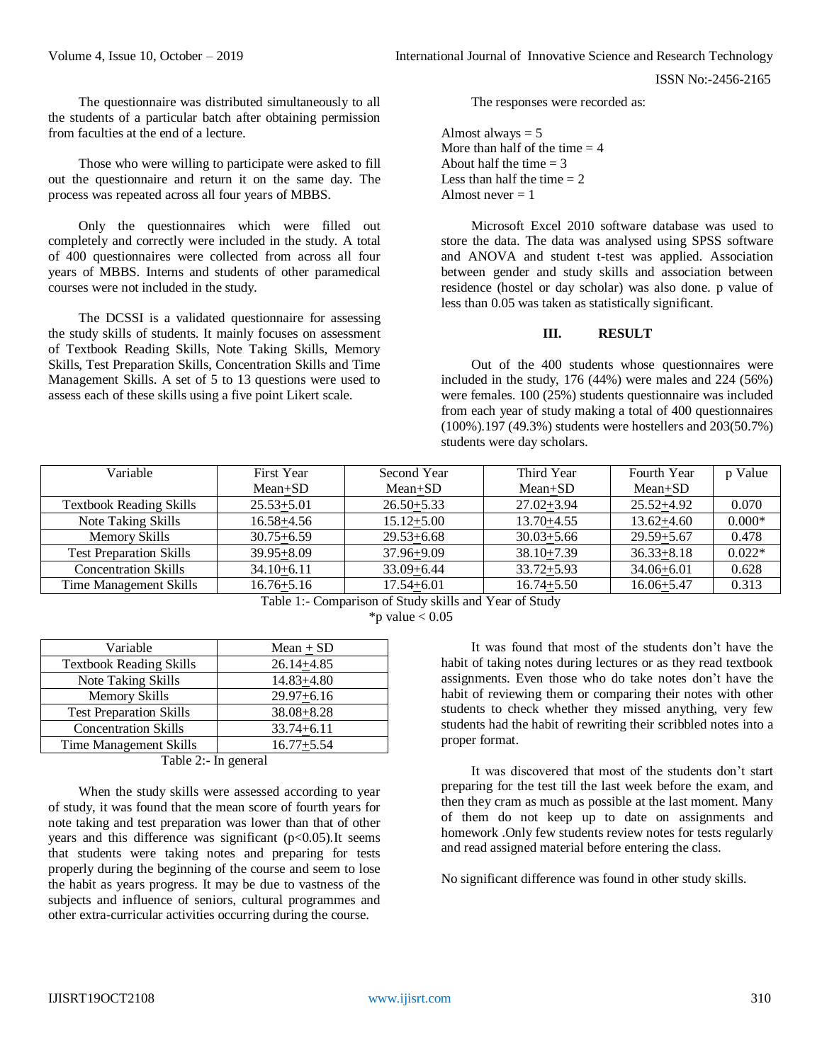The questionnaire was distributed simultaneously to all the students of a particular batch after obtaining permission from faculties at the end of a lecture.

Those who were willing to participate were asked to fill out the questionnaire and return it on the same day. The process was repeated across all four years of MBBS.

Only the questionnaires which were filled out completely and correctly were included in the study. A total of 400 questionnaires were collected from across all four years of MBBS. Interns and students of other paramedical courses were not included in the study.

The DCSSI is a validated questionnaire for assessing the study skills of students. It mainly focuses on assessment of Textbook Reading Skills, Note Taking Skills, Memory Skills, Test Preparation Skills, Concentration Skills and Time Management Skills. A set of 5 to 13 questions were used to assess each of these skills using a five point Likert scale.

The responses were recorded as:

Almost always = 5
More than half of the time = 4
About half the time = 3
Less than half the time = 2
Almost never = 1

Microsoft Excel 2010 software database was used to store the data. The data was analysed using SPSS software and ANOVA and student t-test was applied. Association between gender and study skills and association between residence (hostel or day scholar) was also done. p value of less than 0.05 was taken as statistically significant.

## III. RESULT

Out of the 400 students whose questionnaires were included in the study, 176 (44%) were males and 224 (56%) were females. 100 (25%) students questionnaire was included from each year of study making a total of 400 questionnaires (100%).197 (49.3%) students were hostellers and 203(50.7%) students were day scholars.

| Variable | First Year Mean±SD | Second Year Mean±SD | Third Year Mean±SD | Fourth Year Mean±SD | p Value |
|---|---|---|---|---|---|
| Textbook Reading Skills | 25.53±5.01 | 26.50±5.33 | 27.02±3.94 | 25.52±4.92 | 0.070 |
| Note Taking Skills | 16.58±4.56 | 15.12±5.00 | 13.70±4.55 | 13.62±4.60 | 0.000* |
| Memory Skills | 30.75±6.59 | 29.53±6.68 | 30.03±5.66 | 29.59±5.67 | 0.478 |
| Test Preparation Skills | 39.95±8.09 | 37.96±9.09 | 38.10±7.39 | 36.33±8.18 | 0.022* |
| Concentration Skills | 34.10±6.11 | 33.09±6.44 | 33.72±5.93 | 34.06±6.01 | 0.628 |
| Time Management Skills | 16.76±5.16 | 17.54±6.01 | 16.74±5.50 | 16.06±5.47 | 0.313 |

Table 1:- Comparison of Study skills and Year of Study

*p value < 0.05

| Variable | Mean ± SD |
|---|---|
| Textbook Reading Skills | 26.14±4.85 |
| Note Taking Skills | 14.83±4.80 |
| Memory Skills | 29.97±6.16 |
| Test Preparation Skills | 38.08±8.28 |
| Concentration Skills | 33.74±6.11 |
| Time Management Skills | 16.77±5.54 |

Table 2:- In general

When the study skills were assessed according to year of study, it was found that the mean score of fourth years for note taking and test preparation was lower than that of other years and this difference was significant ($p<0.05$).It seems that students were taking notes and preparing for tests properly during the beginning of the course and seem to lose the habit as years progress. It may be due to vastness of the subjects and influence of seniors, cultural programmes and other extra-curricular activities occurring during the course.

It was found that most of the students don't have the habit of taking notes during lectures or as they read textbook assignments. Even those who do take notes don't have the habit of reviewing them or comparing their notes with other students to check whether they missed anything, very few students had the habit of rewriting their scribbled notes into a proper format.

It was discovered that most of the students don't start preparing for the test till the last week before the exam, and then they cram as much as possible at the last moment. Many of them do not keep up to date on assignments and homework .Only few students review notes for tests regularly and read assigned material before entering the class.

No significant difference was found in other study skills.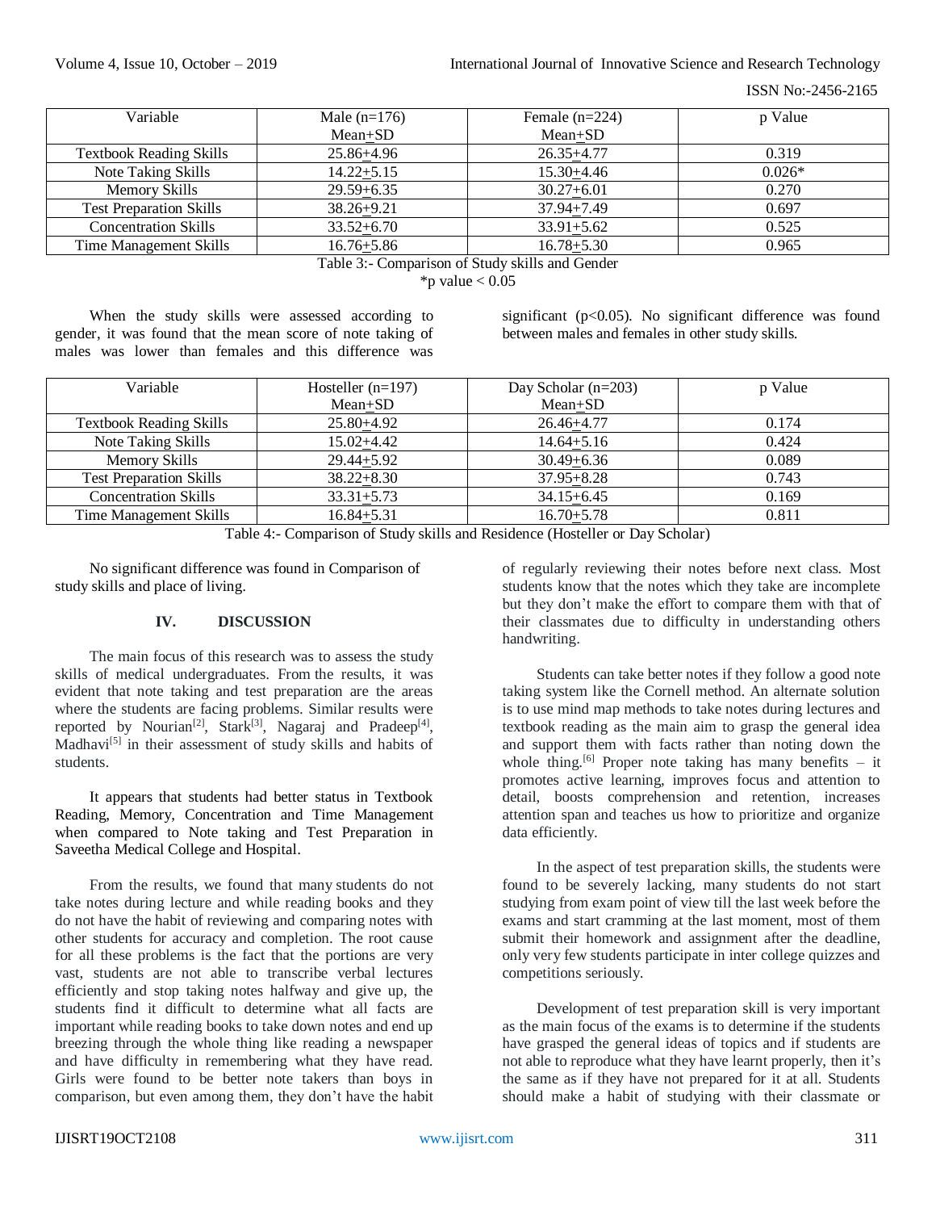| Variable | Male (n=176) Mean±SD | Female (n=224) Mean±SD | p Value |
|---|---|---|---|
| Textbook Reading Skills | 25.86±4.96 | 26.35±4.77 | 0.319 |
| Note Taking Skills | 14.22±5.15 | 15.30±4.46 | 0.026* |
| Memory Skills | 29.59±6.35 | 30.27±6.01 | 0.270 |
| Test Preparation Skills | 38.26±9.21 | 37.94±7.49 | 0.697 |
| Concentration Skills | 33.52±6.70 | 33.91±5.62 | 0.525 |
| Time Management Skills | 16.76±5.86 | 16.78±5.30 | 0.965 |

Table 3:- Comparison of Study skills and Gender

*p value < 0.05

When the study skills were assessed according to gender, it was found that the mean score of note taking of males was lower than females and this difference was significant ($p<0.05$). No significant difference was found between males and females in other study skills.

| Variable | Hosteller (n=197) Mean±SD | Day Scholar (n=203) Mean±SD | p Value |
|---|---|---|---|
| Textbook Reading Skills | 25.80±4.92 | 26.46±4.77 | 0.174 |
| Note Taking Skills | 15.02±4.42 | 14.64±5.16 | 0.424 |
| Memory Skills | 29.44±5.92 | 30.49±6.36 | 0.089 |
| Test Preparation Skills | 38.22±8.30 | 37.95±8.28 | 0.743 |
| Concentration Skills | 33.31±5.73 | 34.15±6.45 | 0.169 |
| Time Management Skills | 16.84±5.31 | 16.70±5.78 | 0.811 |

Table 4:- Comparison of Study skills and Residence (Hosteller or Day Scholar)

No significant difference was found in Comparison of study skills and place of living.

## IV. DISCUSSION

The main focus of this research was to assess the study skills of medical undergraduates. From the results, it was evident that note taking and test preparation are the areas where the students are facing problems. Similar results were reported by Nourian[2], Stark[3], Nagaraj and Pradeep[4], Madhavi[5] in their assessment of study skills and habits of students.

It appears that students had better status in Textbook Reading, Memory, Concentration and Time Management when compared to Note taking and Test Preparation in Saveetha Medical College and Hospital.

From the results, we found that many students do not take notes during lecture and while reading books and they do not have the habit of reviewing and comparing notes with other students for accuracy and completion. The root cause for all these problems is the fact that the portions are very vast, students are not able to transcribe verbal lectures efficiently and stop taking notes halfway and give up, the students find it difficult to determine what all facts are important while reading books to take down notes and end up breezing through the whole thing like reading a newspaper and have difficulty in remembering what they have read. Girls were found to be better note takers than boys in comparison, but even among them, they don't have the habit of regularly reviewing their notes before next class. Most students know that the notes which they take are incomplete but they don't make the effort to compare them with that of their classmates due to difficulty in understanding others handwriting.

Students can take better notes if they follow a good note taking system like the Cornell method. An alternate solution is to use mind map methods to take notes during lectures and textbook reading as the main aim to grasp the general idea and support them with facts rather than noting down the whole thing.[6] Proper note taking has many benefits – it promotes active learning, improves focus and attention to detail, boosts comprehension and retention, increases attention span and teaches us how to prioritize and organize data efficiently.

In the aspect of test preparation skills, the students were found to be severely lacking, many students do not start studying from exam point of view till the last week before the exams and start cramming at the last moment, most of them submit their homework and assignment after the deadline, only very few students participate in inter college quizzes and competitions seriously.

Development of test preparation skill is very important as the main focus of the exams is to determine if the students have grasped the general ideas of topics and if students are not able to reproduce what they have learnt properly, then it's the same as if they have not prepared for it at all. Students should make a habit of studying with their classmate or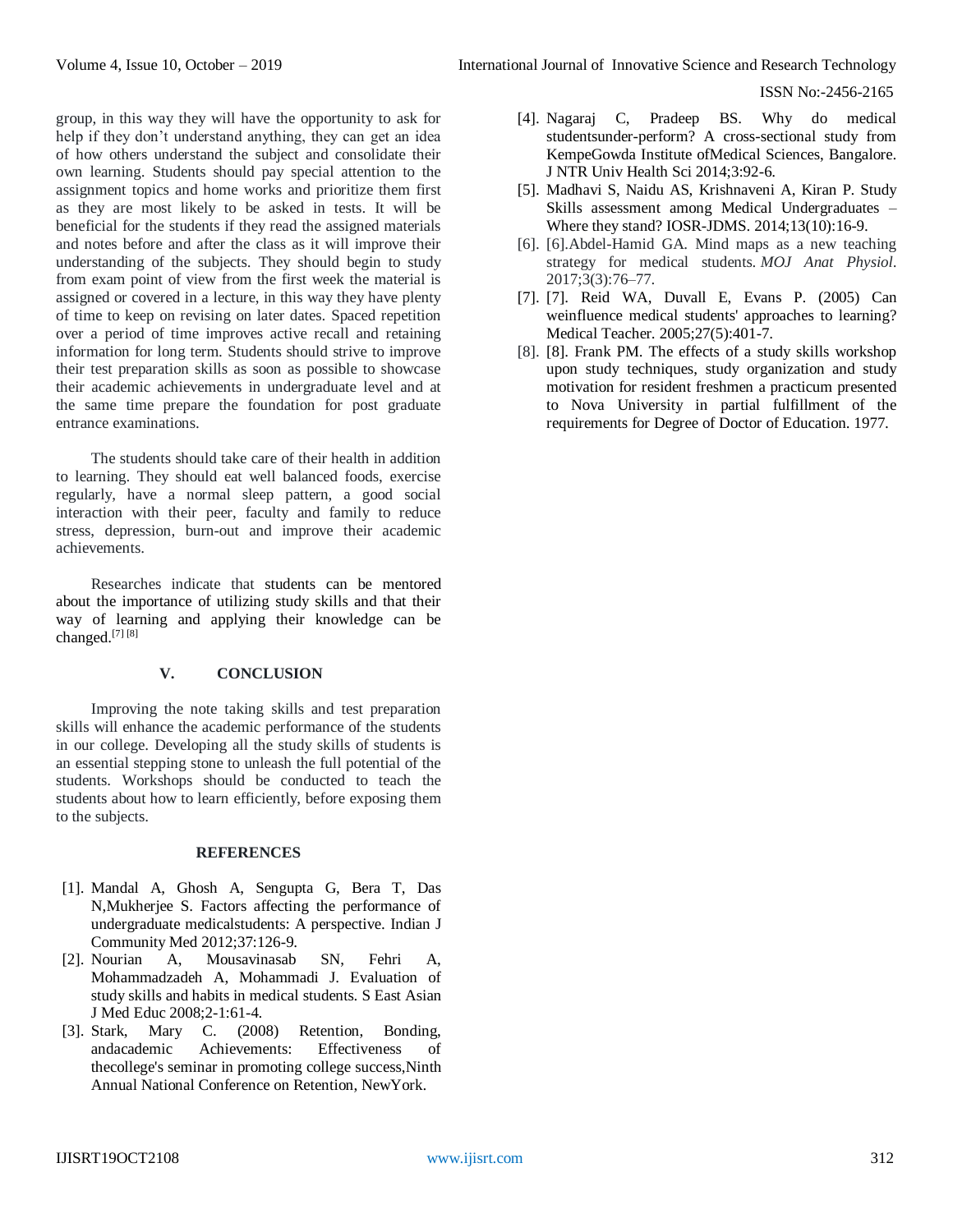group, in this way they will have the opportunity to ask for help if they don't understand anything, they can get an idea of how others understand the subject and consolidate their own learning. Students should pay special attention to the assignment topics and home works and prioritize them first as they are most likely to be asked in tests. It will be beneficial for the students if they read the assigned materials and notes before and after the class as it will improve their understanding of the subjects. They should begin to study from exam point of view from the first week the material is assigned or covered in a lecture, in this way they have plenty of time to keep on revising on later dates. Spaced repetition over a period of time improves active recall and retaining information for long term. Students should strive to improve their test preparation skills as soon as possible to showcase their academic achievements in undergraduate level and at the same time prepare the foundation for post graduate entrance examinations.

The students should take care of their health in addition to learning. They should eat well balanced foods, exercise regularly, have a normal sleep pattern, a good social interaction with their peer, faculty and family to reduce stress, depression, burn-out and improve their academic achievements.

Researches indicate that students can be mentored about the importance of utilizing study skills and that their way of learning and applying their knowledge can be changed.[7] [8]

## V. CONCLUSION

Improving the note taking skills and test preparation skills will enhance the academic performance of the students in our college. Developing all the study skills of students is an essential stepping stone to unleash the full potential of the students. Workshops should be conducted to teach the students about how to learn efficiently, before exposing them to the subjects.

## REFERENCES

[1]. Mandal A, Ghosh A, Sengupta G, Bera T, Das N,Mukherjee S. Factors affecting the performance of undergraduate medicalstudents: A perspective. Indian J Community Med 2012;37:126-9.

[2]. Nourian A, Mousavinasab SN, Fehri A, Mohammadzadeh A, Mohammadi J. Evaluation of study skills and habits in medical students. S East Asian J Med Educ 2008;2-1:61-4.

[3]. Stark, Mary C. (2008) Retention, Bonding, andacademic Achievements: Effectiveness of thecollege's seminar in promoting college success,Ninth Annual National Conference on Retention, NewYork.

[4]. Nagaraj C, Pradeep BS. Why do medical studentsunder-perform? A cross-sectional study from KempeGowda Institute ofMedical Sciences, Bangalore. J NTR Univ Health Sci 2014;3:92-6.

[5]. Madhavi S, Naidu AS, Krishnaveni A, Kiran P. Study Skills assessment among Medical Undergraduates – Where they stand? IOSR-JDMS. 2014;13(10):16-9.

[6]. [6].Abdel-Hamid GA. Mind maps as a new teaching strategy for medical students. *MOJ Anat Physiol*. 2017;3(3):76–77.

[7]. [7]. Reid WA, Duvall E, Evans P. (2005) Can weinfluence medical students' approaches to learning? Medical Teacher. 2005;27(5):401-7.

[8]. [8]. Frank PM. The effects of a study skills workshop upon study techniques, study organization and study motivation for resident freshmen a practicum presented to Nova University in partial fulfillment of the requirements for Degree of Doctor of Education. 1977.